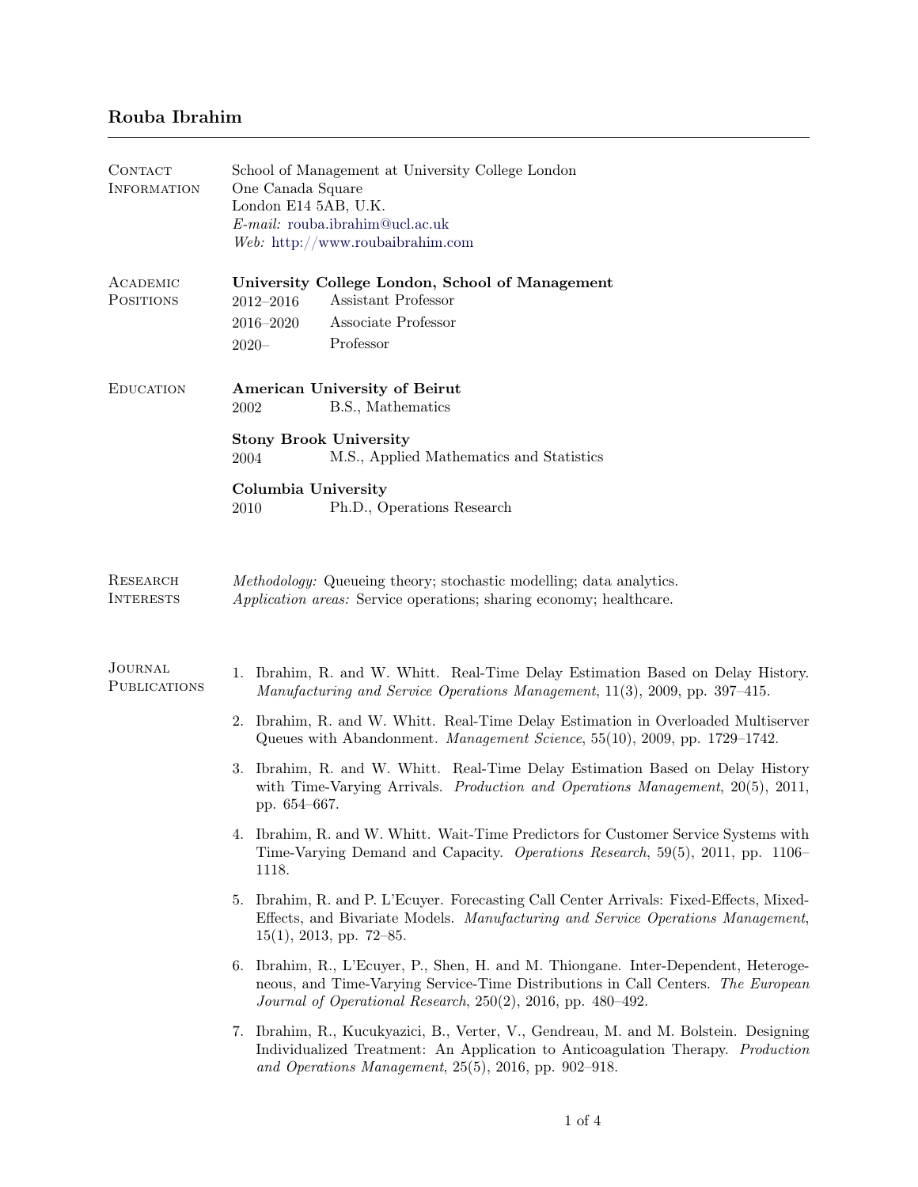# Rouba Ibrahim

## Contact Information

School of Management at University College London
One Canada Square
London E14 5AB, U.K.
*E-mail:* rouba.ibrahim@ucl.ac.uk
*Web:* http://www.roubaibrahim.com

## Academic Positions

**University College London, School of Management**

| | |
|---|---|
| 2012–2016 | Assistant Professor |
| 2016–2020 | Associate Professor |
| 2020– | Professor |

## Education

**American University of Beirut**
2002 — B.S., Mathematics

**Stony Brook University**
2004 — M.S., Applied Mathematics and Statistics

**Columbia University**
2010 — Ph.D., Operations Research

## Research Interests

*Methodology:* Queueing theory; stochastic modelling; data analytics.
*Application areas:* Service operations; sharing economy; healthcare.

## Journal Publications

1. Ibrahim, R. and W. Whitt. Real-Time Delay Estimation Based on Delay History. *Manufacturing and Service Operations Management*, 11(3), 2009, pp. 397–415.

2. Ibrahim, R. and W. Whitt. Real-Time Delay Estimation in Overloaded Multiserver Queues with Abandonment. *Management Science*, 55(10), 2009, pp. 1729–1742.

3. Ibrahim, R. and W. Whitt. Real-Time Delay Estimation Based on Delay History with Time-Varying Arrivals. *Production and Operations Management*, 20(5), 2011, pp. 654–667.

4. Ibrahim, R. and W. Whitt. Wait-Time Predictors for Customer Service Systems with Time-Varying Demand and Capacity. *Operations Research*, 59(5), 2011, pp. 1106–1118.

5. Ibrahim, R. and P. L'Ecuyer. Forecasting Call Center Arrivals: Fixed-Effects, Mixed-Effects, and Bivariate Models. *Manufacturing and Service Operations Management*, 15(1), 2013, pp. 72–85.

6. Ibrahim, R., L'Ecuyer, P., Shen, H. and M. Thiongane. Inter-Dependent, Heterogeneous, and Time-Varying Service-Time Distributions in Call Centers. *The European Journal of Operational Research*, 250(2), 2016, pp. 480–492.

7. Ibrahim, R., Kucukyazici, B., Verter, V., Gendreau, M. and M. Bolstein. Designing Individualized Treatment: An Application to Anticoagulation Therapy. *Production and Operations Management*, 25(5), 2016, pp. 902–918.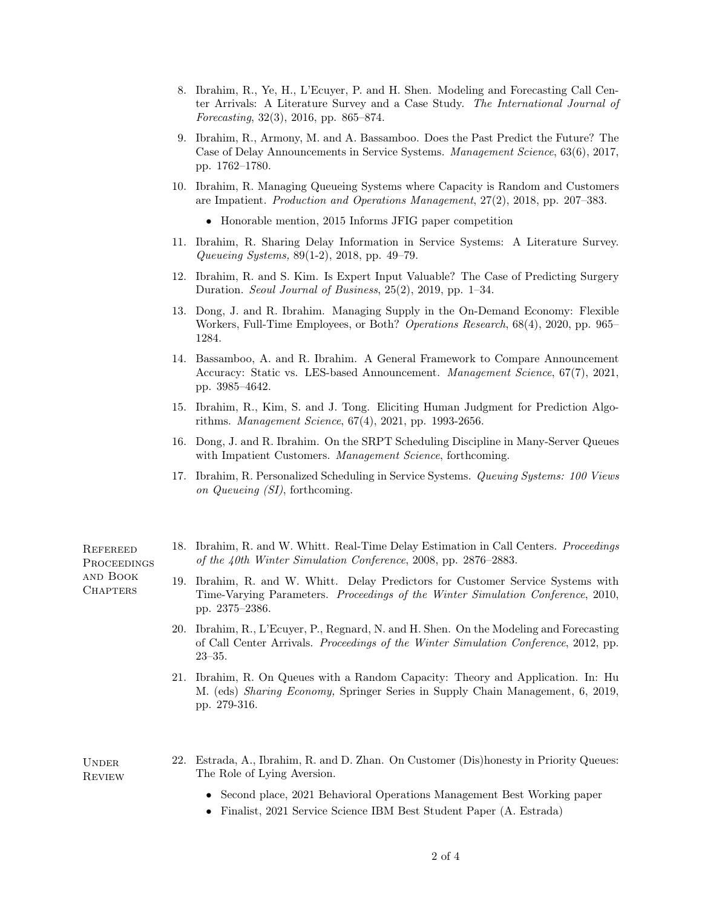8. Ibrahim, R., Ye, H., L'Ecuyer, P. and H. Shen. Modeling and Forecasting Call Center Arrivals: A Literature Survey and a Case Study. *The International Journal of Forecasting*, 32(3), 2016, pp. 865–874.

9. Ibrahim, R., Armony, M. and A. Bassamboo. Does the Past Predict the Future? The Case of Delay Announcements in Service Systems. *Management Science*, 63(6), 2017, pp. 1762–1780.

10. Ibrahim, R. Managing Queueing Systems where Capacity is Random and Customers are Impatient. *Production and Operations Management*, 27(2), 2018, pp. 207–383.
    - Honorable mention, 2015 Informs JFIG paper competition

11. Ibrahim, R. Sharing Delay Information in Service Systems: A Literature Survey. *Queueing Systems,* 89(1-2), 2018, pp. 49–79.

12. Ibrahim, R. and S. Kim. Is Expert Input Valuable? The Case of Predicting Surgery Duration. *Seoul Journal of Business*, 25(2), 2019, pp. 1–34.

13. Dong, J. and R. Ibrahim. Managing Supply in the On-Demand Economy: Flexible Workers, Full-Time Employees, or Both? *Operations Research*, 68(4), 2020, pp. 965–1284.

14. Bassamboo, A. and R. Ibrahim. A General Framework to Compare Announcement Accuracy: Static vs. LES-based Announcement. *Management Science*, 67(7), 2021, pp. 3985–4642.

15. Ibrahim, R., Kim, S. and J. Tong. Eliciting Human Judgment for Prediction Algorithms. *Management Science*, 67(4), 2021, pp. 1993-2656.

16. Dong, J. and R. Ibrahim. On the SRPT Scheduling Discipline in Many-Server Queues with Impatient Customers. *Management Science*, forthcoming.

17. Ibrahim, R. Personalized Scheduling in Service Systems. *Queuing Systems: 100 Views on Queueing (SI)*, forthcoming.

## Refereed Proceedings and Book Chapters

18. Ibrahim, R. and W. Whitt. Real-Time Delay Estimation in Call Centers. *Proceedings of the 40th Winter Simulation Conference*, 2008, pp. 2876–2883.

19. Ibrahim, R. and W. Whitt. Delay Predictors for Customer Service Systems with Time-Varying Parameters. *Proceedings of the Winter Simulation Conference*, 2010, pp. 2375–2386.

20. Ibrahim, R., L'Ecuyer, P., Regnard, N. and H. Shen. On the Modeling and Forecasting of Call Center Arrivals. *Proceedings of the Winter Simulation Conference*, 2012, pp. 23–35.

21. Ibrahim, R. On Queues with a Random Capacity: Theory and Application. In: Hu M. (eds) *Sharing Economy,* Springer Series in Supply Chain Management, 6, 2019, pp. 279-316.

## Under Review

22. Estrada, A., Ibrahim, R. and D. Zhan. On Customer (Dis)honesty in Priority Queues: The Role of Lying Aversion.
    - Second place, 2021 Behavioral Operations Management Best Working paper
    - Finalist, 2021 Service Science IBM Best Student Paper (A. Estrada)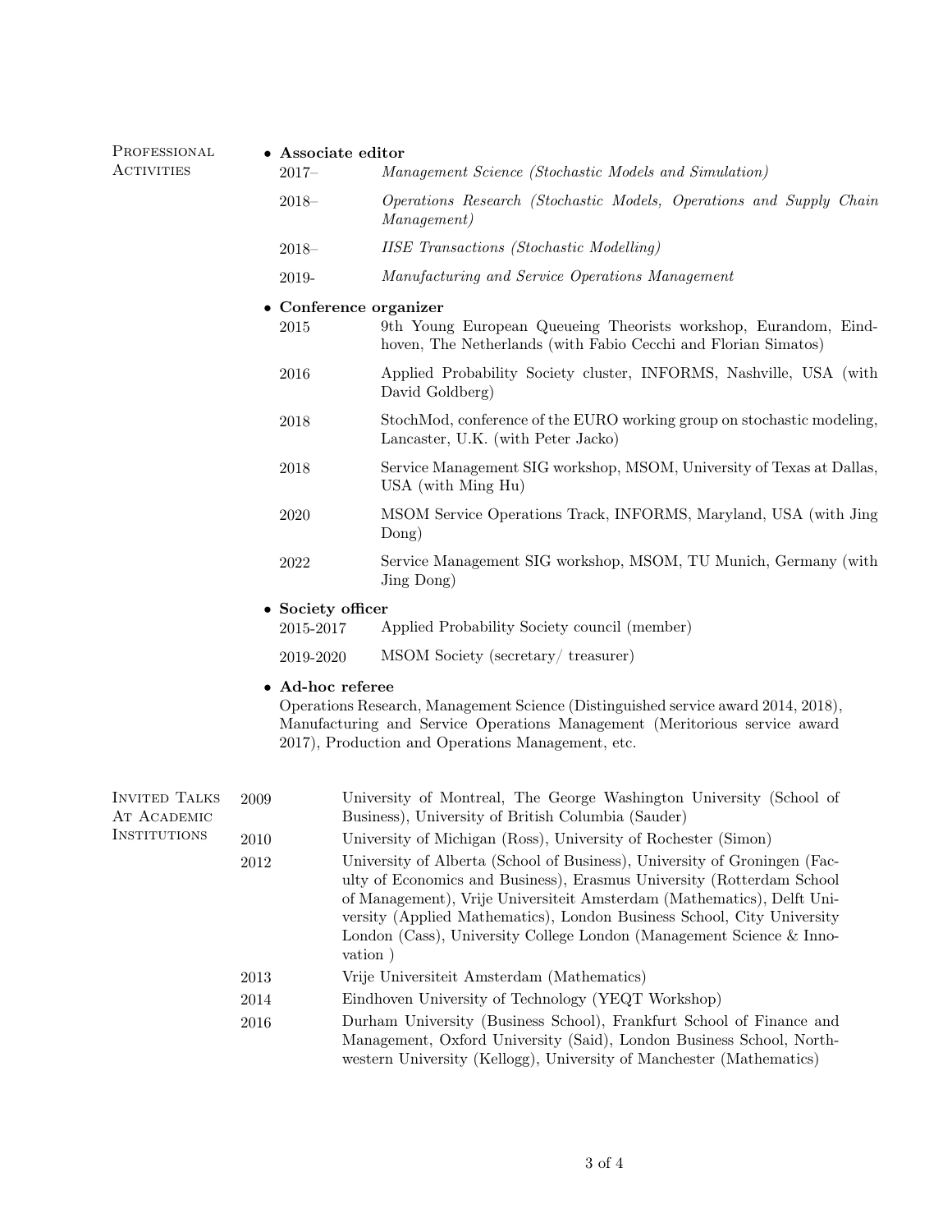## Professional Activities

- **Associate editor**
  - 2017– *Management Science (Stochastic Models and Simulation)*
  - 2018– *Operations Research (Stochastic Models, Operations and Supply Chain Management)*
  - 2018– *IISE Transactions (Stochastic Modelling)*
  - 2019- *Manufacturing and Service Operations Management*
- **Conference organizer**
  - 2015 9th Young European Queueing Theorists workshop, Eurandom, Eindhoven, The Netherlands (with Fabio Cecchi and Florian Simatos)
  - 2016 Applied Probability Society cluster, INFORMS, Nashville, USA (with David Goldberg)
  - 2018 StochMod, conference of the EURO working group on stochastic modeling, Lancaster, U.K. (with Peter Jacko)
  - 2018 Service Management SIG workshop, MSOM, University of Texas at Dallas, USA (with Ming Hu)
  - 2020 MSOM Service Operations Track, INFORMS, Maryland, USA (with Jing Dong)
  - 2022 Service Management SIG workshop, MSOM, TU Munich, Germany (with Jing Dong)
- **Society officer**
  - 2015-2017 Applied Probability Society council (member)
  - 2019-2020 MSOM Society (secretary/ treasurer)
- **Ad-hoc referee**
  Operations Research, Management Science (Distinguished service award 2014, 2018), Manufacturing and Service Operations Management (Meritorious service award 2017), Production and Operations Management, etc.

## Invited Talks At Academic Institutions

- 2009 University of Montreal, The George Washington University (School of Business), University of British Columbia (Sauder)
- 2010 University of Michigan (Ross), University of Rochester (Simon)
- 2012 University of Alberta (School of Business), University of Groningen (Faculty of Economics and Business), Erasmus University (Rotterdam School of Management), Vrije Universiteit Amsterdam (Mathematics), Delft University (Applied Mathematics), London Business School, City University London (Cass), University College London (Management Science & Innovation )
- 2013 Vrije Universiteit Amsterdam (Mathematics)
- 2014 Eindhoven University of Technology (YEQT Workshop)
- 2016 Durham University (Business School), Frankfurt School of Finance and Management, Oxford University (Said), London Business School, Northwestern University (Kellogg), University of Manchester (Mathematics)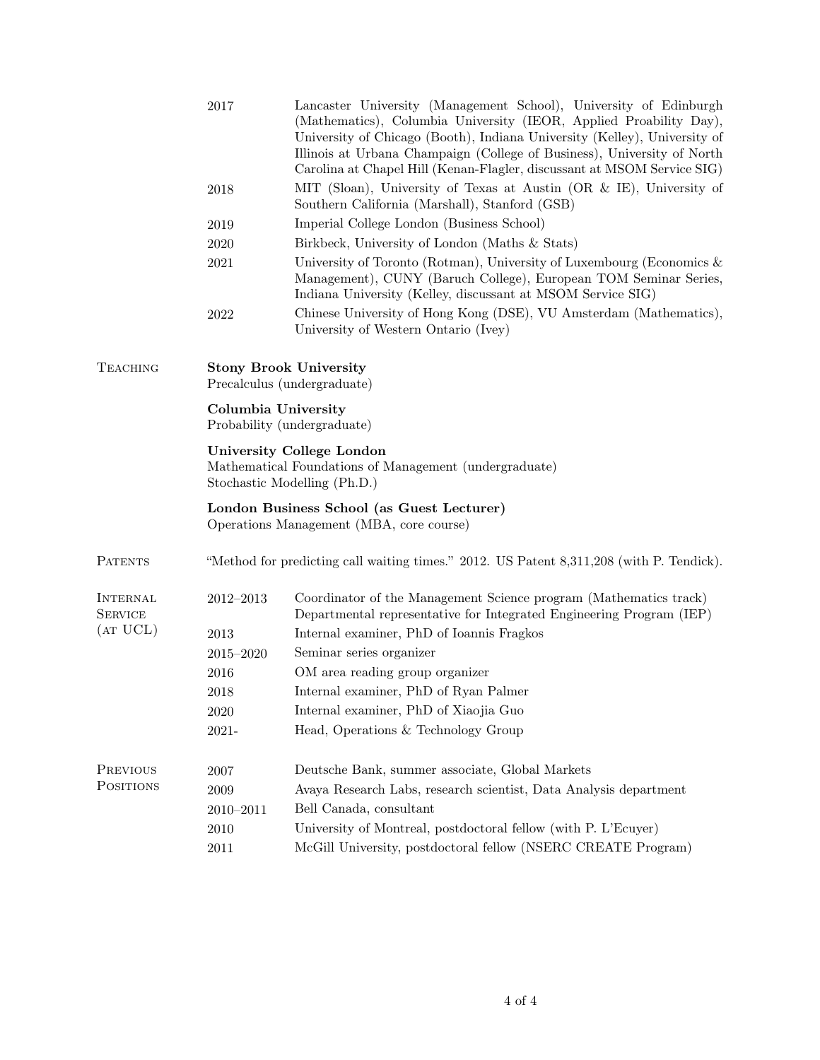| | |
|---|---|
| 2017 | Lancaster University (Management School), University of Edinburgh (Mathematics), Columbia University (IEOR, Applied Proability Day), University of Chicago (Booth), Indiana University (Kelley), University of Illinois at Urbana Champaign (College of Business), University of North Carolina at Chapel Hill (Kenan-Flagler, discussant at MSOM Service SIG) |
| 2018 | MIT (Sloan), University of Texas at Austin (OR & IE), University of Southern California (Marshall), Stanford (GSB) |
| 2019 | Imperial College London (Business School) |
| 2020 | Birkbeck, University of London (Maths & Stats) |
| 2021 | University of Toronto (Rotman), University of Luxembourg (Economics & Management), CUNY (Baruch College), European TOM Seminar Series, Indiana University (Kelley, discussant at MSOM Service SIG) |
| 2022 | Chinese University of Hong Kong (DSE), VU Amsterdam (Mathematics), University of Western Ontario (Ivey) |

## Teaching

**Stony Brook University**
Precalculus (undergraduate)

**Columbia University**
Probability (undergraduate)

**University College London**
Mathematical Foundations of Management (undergraduate)
Stochastic Modelling (Ph.D.)

**London Business School (as Guest Lecturer)**
Operations Management (MBA, core course)

## Patents

"Method for predicting call waiting times." 2012. US Patent 8,311,208 (with P. Tendick).

## Internal Service (at UCL)

| | |
|---|---|
| 2012–2013 | Coordinator of the Management Science program (Mathematics track)<br>Departmental representative for Integrated Engineering Program (IEP) |
| 2013 | Internal examiner, PhD of Ioannis Fragkos |
| 2015–2020 | Seminar series organizer |
| 2016 | OM area reading group organizer |
| 2018 | Internal examiner, PhD of Ryan Palmer |
| 2020 | Internal examiner, PhD of Xiaojia Guo |
| 2021- | Head, Operations & Technology Group |

## Previous Positions

| | |
|---|---|
| 2007 | Deutsche Bank, summer associate, Global Markets |
| 2009 | Avaya Research Labs, research scientist, Data Analysis department |
| 2010–2011 | Bell Canada, consultant |
| 2010 | University of Montreal, postdoctoral fellow (with P. L'Ecuyer) |
| 2011 | McGill University, postdoctoral fellow (NSERC CREATE Program) |